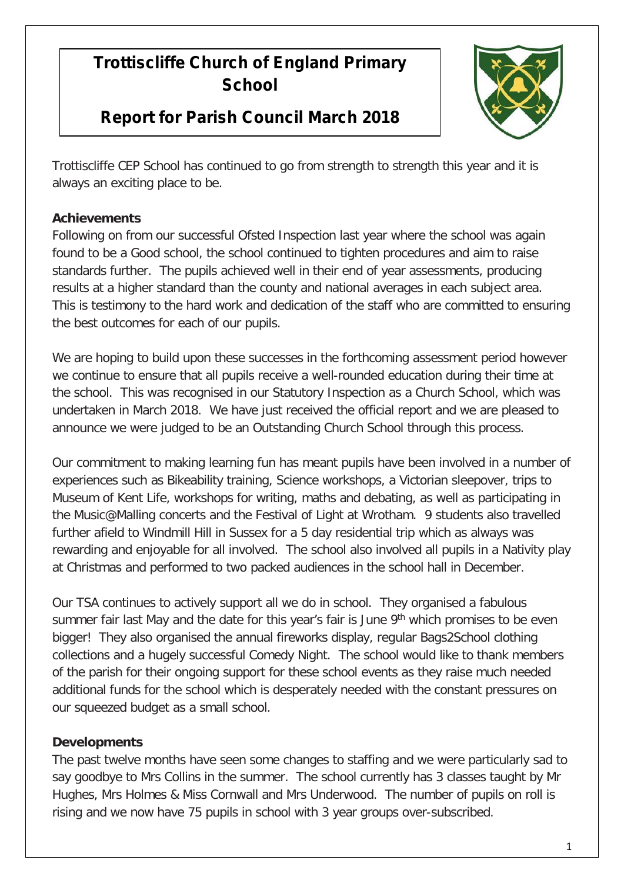# Trottiscliffe Church of England Primary School

## Report for Parish Council March 2018

Trottiscliffe CEP School has continued to go from strength to strength this year and it is always an exciting place to be.

**Achievements**

Following on from our successful Ofsted Inspection last year where the school was again found to be a Good school, the school continued to tighten procedures and aim to raise standards further. The pupils achieved well in their end of year assessments, producing results at a higher standard than the county and national averages in each subject area. This is testimony to the hard work and dedication of the staff who are committed to ensuring the best outcomes for each of our pupils.

We are hoping to build upon these successes in the forthcoming assessment period however we continue to ensure that all pupils receive a well-rounded education during their time at the school. This was recognised in our Statutory Inspection as a Church School, which was undertaken in March 2018. We have just received the official report and we are pleased to announce we were judged to be an Outstanding Church School through this process.

Our commitment to making learning fun has meant pupils have been involved in a number of experiences such as Bikeability training, Science workshops, a Victorian sleepover, trips to Museum of Kent Life, workshops for writing, maths and debating, as well as participating in the Music@Malling concerts and the Festival of Light at Wrotham. 9 students also travelled further afield to Windmill Hill in Sussex for a 5 day residential trip which as always was rewarding and enjoyable for all involved. The school also involved all pupils in a Nativity play at Christmas and performed to two packed audiences in the school hall in December.

Our TSA continues to actively support all we do in school. They organised a fabulous summer fair last May and the date for this year's fair is June 9th which promises to be even bigger! They also organised the annual fireworks display, regular Bags2School clothing collections and a hugely successful Comedy Night. The school would like to thank members of the parish for their ongoing support for these school events as they raise much needed additional funds for the school which is desperately needed with the constant pressures on our squeezed budget as a small school.

**Developments**

The past twelve months have seen some changes to staffing and we were particularly sad to say goodbye to Mrs Collins in the summer. The school currently has 3 classes taught by Mr Hughes, Mrs Holmes & Miss Cornwall and Mrs Underwood. The number of pupils on roll is rising and we now have 75 pupils in school with 3 year groups over-subscribed.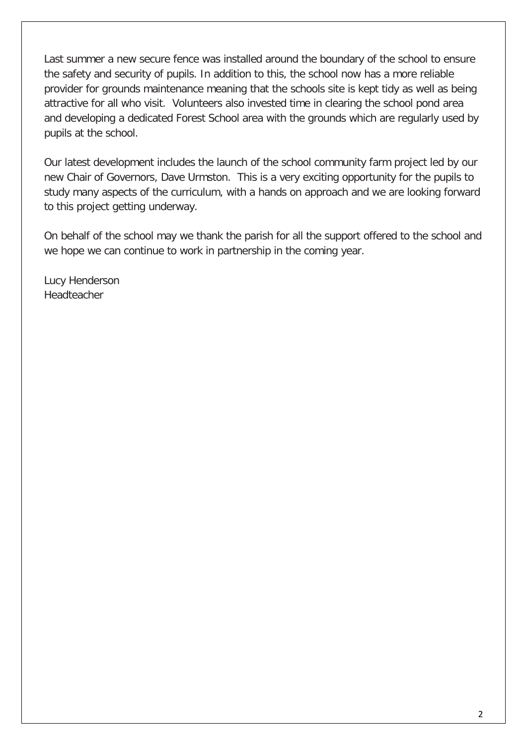Last summer a new secure fence was installed around the boundary of the school to ensure the safety and security of pupils. In addition to this, the school now has a more reliable provider for grounds maintenance meaning that the schools site is kept tidy as well as being attractive for all who visit. Volunteers also invested time in clearing the school pond area and developing a dedicated Forest School area with the grounds which are regularly used by pupils at the school.

Our latest development includes the launch of the school community farm project led by our new Chair of Governors, Dave Urmston. This is a very exciting opportunity for the pupils to study many aspects of the curriculum, with a hands on approach and we are looking forward to this project getting underway.

On behalf of the school may we thank the parish for all the support offered to the school and we hope we can continue to work in partnership in the coming year.

Lucy Henderson
Headteacher